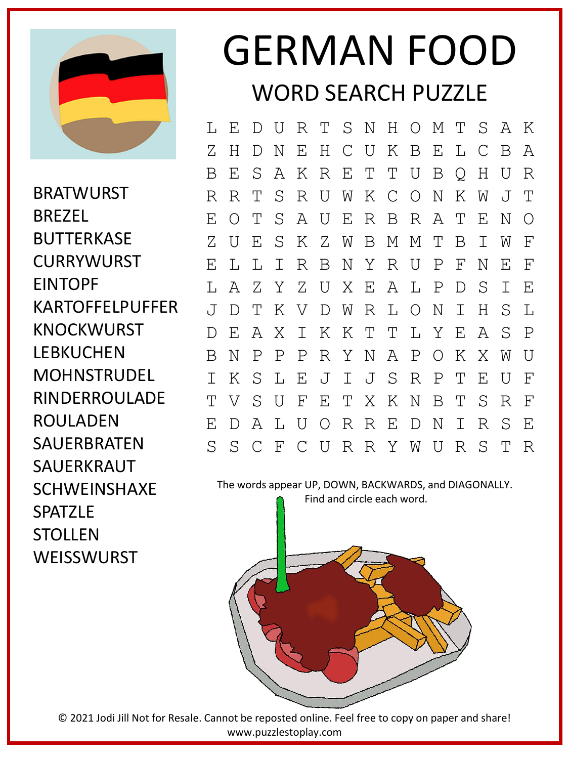# GERMAN FOOD

## WORD SEARCH PUZZLE

```
L E D U R T S N H O M T S A K
Z H D N E H C U K B E L C B A
B E S A K R E T T U B Q H U R
R R T S R U W K C O N K W J T
E O T S A U E R B R A T E N O
Z U E S K Z W B M M T B I W F
E L L I R B N Y R U P F N E F
L A Z Y Z U X E A L P D S I E
J D T K V D W R L O N I H S L
D E A X I K K T T L Y E A S P
B N P P P R Y N A P O K X W U
I K S L E J I J S R P T E U F
T V S U F E T X K N B T S R F
E D A L U O R R E D N I R S E
S S C F C U R R Y W U R S T R
```

- BRATWURST
- BREZEL
- BUTTERKASE
- CURRYWURST
- EINTOPF
- KARTOFFELPUFFER
- KNOCKWURST
- LEBKUCHEN
- MOHNSTRUDEL
- RINDERROULADE
- ROULADEN
- SAUERBRATEN
- SAUERKRAUT
- SCHWEINSHAXE
- SPATZLE
- STOLLEN
- WEISSWURST

The words appear UP, DOWN, BACKWARDS, and DIAGONALLY.
Find and circle each word.

© 2021 Jodi Jill Not for Resale. Cannot be reposted online. Feel free to copy on paper and share!
www.puzzlestoplay.com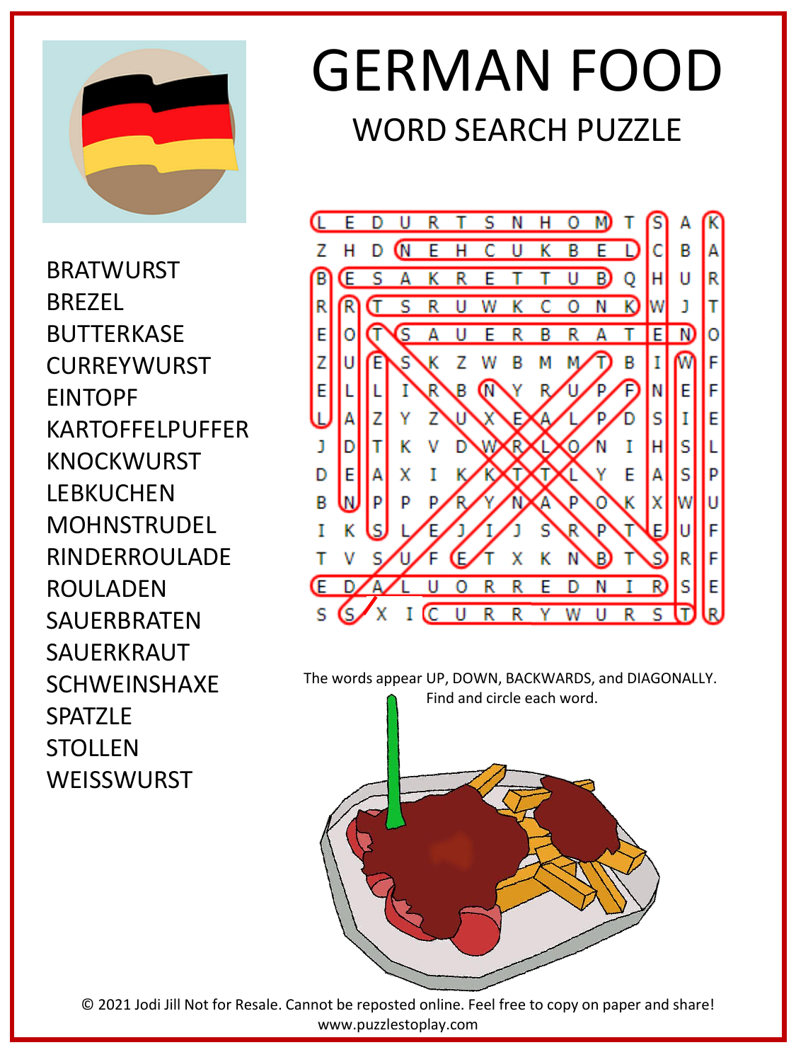# GERMAN FOOD

## WORD SEARCH PUZZLE

- BRATWURST
- BREZEL
- BUTTERKASE
- CURREYWURST
- EINTOPF
- KARTOFFELPUFFER
- KNOCKWURST
- LEBKUCHEN
- MOHNSTRUDEL
- RINDERROULADE
- ROULADEN
- SAUERBRATEN
- SAUERKRAUT
- SCHWEINSHAXE
- SPATZLE
- STOLLEN
- WEISSWURST

| | | | | | | | | | | | | | |
|---|---|---|---|---|---|---|---|---|---|---|---|---|---|
| L | E | D | U | R | T | S | N | H | O | M | T | S | A | K |
| Z | H | D | N | E | H | C | U | K | B | E | L | C | B | A |
| B | E | S | A | K | R | E | T | T | U | B | Q | H | U | R |
| R | R | T | S | R | U | W | K | C | O | N | K | W | J | T |
| E | O | T | S | A | U | E | R | B | R | A | T | E | N | O |
| Z | U | E | S | K | Z | W | B | M | M | T | B | I | W | F |
| E | L | L | I | R | B | N | Y | R | U | P | F | N | E | F |
| L | A | Z | Y | Z | U | X | E | A | L | P | D | S | I | E |
| J | D | T | K | V | D | W | R | L | O | N | I | H | S | L |
| D | E | A | X | I | K | K | T | T | L | Y | E | A | S | P |
| B | N | P | P | P | R | Y | N | A | P | O | K | X | W | U |
| I | K | S | L | E | J | I | J | S | R | P | T | E | U | F |
| T | V | S | U | F | E | T | X | K | N | B | T | S | R | F |
| E | D | A | L | U | O | R | R | E | D | N | I | R | S | E |
| S | S | X | I | C | U | R | R | Y | W | U | R | S | T | R |

The words appear UP, DOWN, BACKWARDS, and DIAGONALLY.
Find and circle each word.

© 2021 Jodi Jill Not for Resale. Cannot be reposted online. Feel free to copy on paper and share!
www.puzzlestoplay.com